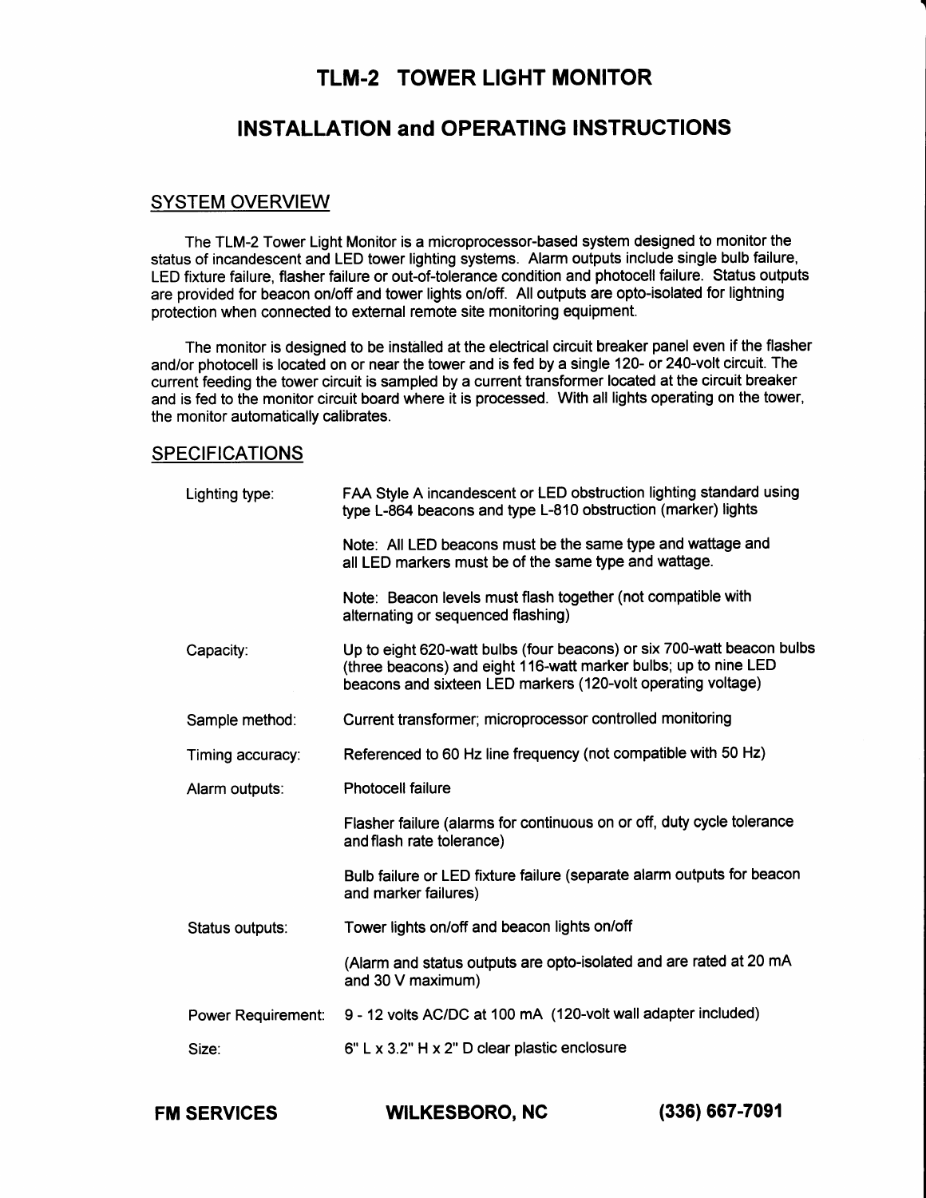# TLM-2 TOWER LIGHT MONITOR

## INSTALLATION and OPERATING INSTRUCTIONS

### SYSTEM OVERVIEW

The TLM-2 Tower Light Monitor is a microprocessor-based system designed to monitor the status of incandescent and LED tower lighting systems. Alarm outputs include single bulb failure, LED fixture failure, flasher failure or out-of-tolerance condition and photocell failure. Status outputs are provided for beacon on/off and tower lights on/off. All outputs are opto-isolated for lightning protection when connected to external remote site monitoring equipment.

The monitor is designed to be installed at the electrical circuit breaker panel even if the flasher and/or photocell is located on or near the tower and is fed by a single 120- or 240-volt circuit. The current feeding the tower circuit is sampled by a current transformer located at the circuit breaker and is fed to the monitor circuit board where it is processed. With all lights operating on the tower, the monitor automatically calibrates.

### SPECIFICATIONS

| | |
|---|---|
| Lighting type: | FAA Style A incandescent or LED obstruction lighting standard using type L-864 beacons and type L-810 obstruction (marker) lights<br><br>Note: All LED beacons must be the same type and wattage and all LED markers must be of the same type and wattage.<br><br>Note: Beacon levels must flash together (not compatible with alternating or sequenced flashing) |
| Capacity: | Up to eight 620-watt bulbs (four beacons) or six 700-watt beacon bulbs (three beacons) and eight 116-watt marker bulbs; up to nine LED beacons and sixteen LED markers (120-volt operating voltage) |
| Sample method: | Current transformer; microprocessor controlled monitoring |
| Timing accuracy: | Referenced to 60 Hz line frequency (not compatible with 50 Hz) |
| Alarm outputs: | Photocell failure<br><br>Flasher failure (alarms for continuous on or off, duty cycle tolerance and flash rate tolerance)<br><br>Bulb failure or LED fixture failure (separate alarm outputs for beacon and marker failures) |
| Status outputs: | Tower lights on/off and beacon lights on/off<br><br>(Alarm and status outputs are opto-isolated and are rated at 20 mA and 30 V maximum) |
| Power Requirement: | 9 - 12 volts AC/DC at 100 mA (120-volt wall adapter included) |
| Size: | 6" L x 3.2" H x 2" D clear plastic enclosure |

**FM SERVICES** **WILKESBORO, NC** **(336) 667-7091**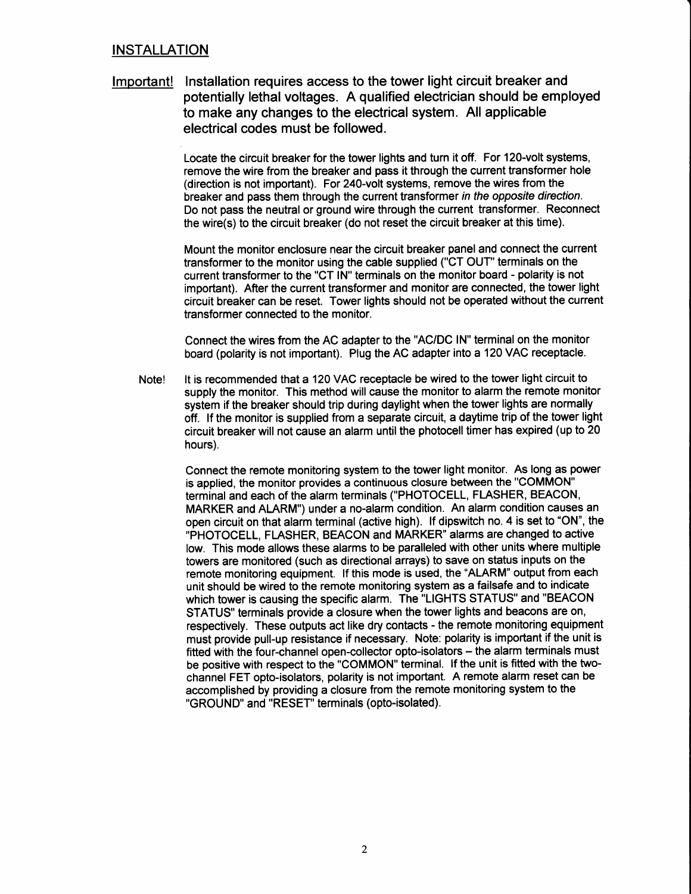## INSTALLATION

<u>Important!</u> **Installation requires access to the tower light circuit breaker and potentially lethal voltages. A qualified electrician should be employed to make any changes to the electrical system. All applicable electrical codes must be followed.**

Locate the circuit breaker for the tower lights and turn it off. For 120-volt systems, remove the wire from the breaker and pass it through the current transformer hole (direction is not important). For 240-volt systems, remove the wires from the breaker and pass them through the current transformer *in the opposite direction.* Do not pass the neutral or ground wire through the current transformer. Reconnect the wire(s) to the circuit breaker (do not reset the circuit breaker at this time).

Mount the monitor enclosure near the circuit breaker panel and connect the current transformer to the monitor using the cable supplied ("CT OUT" terminals on the current transformer to the "CT IN" terminals on the monitor board - polarity is not important). After the current transformer and monitor are connected, the tower light circuit breaker can be reset. Tower lights should not be operated without the current transformer connected to the monitor.

Connect the wires from the AC adapter to the "AC/DC IN" terminal on the monitor board (polarity is not important). Plug the AC adapter into a 120 VAC receptacle.

Note! It is recommended that a 120 VAC receptacle be wired to the tower light circuit to supply the monitor. This method will cause the monitor to alarm the remote monitor system if the breaker should trip during daylight when the tower lights are normally off. If the monitor is supplied from a separate circuit, a daytime trip of the tower light circuit breaker will not cause an alarm until the photocell timer has expired (up to 20 hours).

Connect the remote monitoring system to the tower light monitor. As long as power is applied, the monitor provides a continuous closure between the "COMMON" terminal and each of the alarm terminals ("PHOTOCELL, FLASHER, BEACON, MARKER and ALARM") under a no-alarm condition. An alarm condition causes an open circuit on that alarm terminal (active high). If dipswitch no. 4 is set to "ON", the "PHOTOCELL, FLASHER, BEACON and MARKER" alarms are changed to active low. This mode allows these alarms to be paralleled with other units where multiple towers are monitored (such as directional arrays) to save on status inputs on the remote monitoring equipment. If this mode is used, the "ALARM" output from each unit should be wired to the remote monitoring system as a failsafe and to indicate which tower is causing the specific alarm. The "LIGHTS STATUS" and "BEACON STATUS" terminals provide a closure when the tower lights and beacons are on, respectively. These outputs act like dry contacts - the remote monitoring equipment must provide pull-up resistance if necessary. Note: polarity is important if the unit is fitted with the four-channel open-collector opto-isolators – the alarm terminals must be positive with respect to the "COMMON" terminal. If the unit is fitted with the two-channel FET opto-isolators, polarity is not important. A remote alarm reset can be accomplished by providing a closure from the remote monitoring system to the "GROUND" and "RESET" terminals (opto-isolated).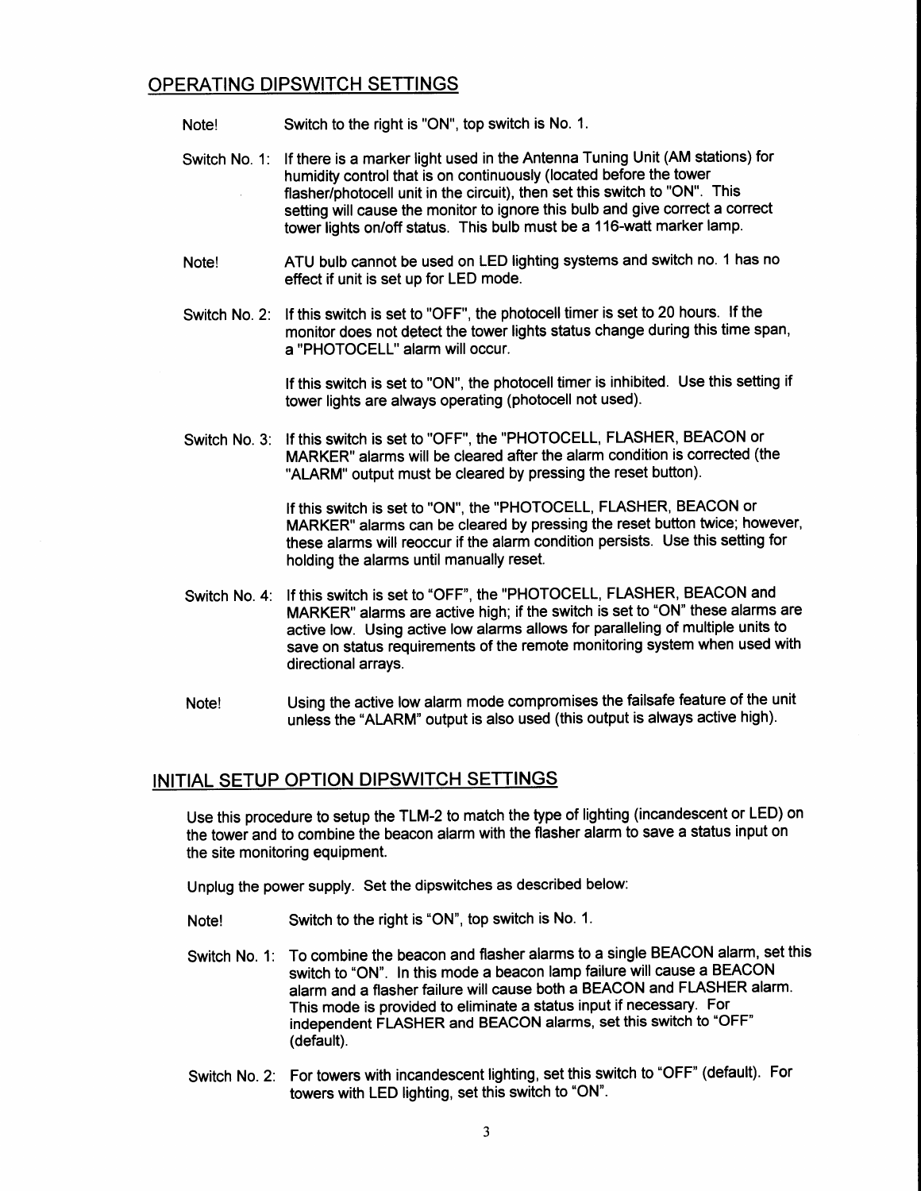## OPERATING DIPSWITCH SETTINGS

Note! Switch to the right is "ON", top switch is No. 1.

Switch No. 1: If there is a marker light used in the Antenna Tuning Unit (AM stations) for humidity control that is on continuously (located before the tower flasher/photocell unit in the circuit), then set this switch to "ON". This setting will cause the monitor to ignore this bulb and give correct a correct tower lights on/off status. This bulb must be a 116-watt marker lamp.

Note! ATU bulb cannot be used on LED lighting systems and switch no. 1 has no effect if unit is set up for LED mode.

Switch No. 2: If this switch is set to "OFF", the photocell timer is set to 20 hours. If the monitor does not detect the tower lights status change during this time span, a "PHOTOCELL" alarm will occur.

If this switch is set to "ON", the photocell timer is inhibited. Use this setting if tower lights are always operating (photocell not used).

Switch No. 3: If this switch is set to "OFF", the "PHOTOCELL, FLASHER, BEACON or MARKER" alarms will be cleared after the alarm condition is corrected (the "ALARM" output must be cleared by pressing the reset button).

If this switch is set to "ON", the "PHOTOCELL, FLASHER, BEACON or MARKER" alarms can be cleared by pressing the reset button twice; however, these alarms will reoccur if the alarm condition persists. Use this setting for holding the alarms until manually reset.

Switch No. 4: If this switch is set to "OFF", the "PHOTOCELL, FLASHER, BEACON and MARKER" alarms are active high; if the switch is set to "ON" these alarms are active low. Using active low alarms allows for paralleling of multiple units to save on status requirements of the remote monitoring system when used with directional arrays.

Note! Using the active low alarm mode compromises the failsafe feature of the unit unless the "ALARM" output is also used (this output is always active high).

## INITIAL SETUP OPTION DIPSWITCH SETTINGS

Use this procedure to setup the TLM-2 to match the type of lighting (incandescent or LED) on the tower and to combine the beacon alarm with the flasher alarm to save a status input on the site monitoring equipment.

Unplug the power supply. Set the dipswitches as described below:

Note! Switch to the right is "ON", top switch is No. 1.

Switch No. 1: To combine the beacon and flasher alarms to a single BEACON alarm, set this switch to "ON". In this mode a beacon lamp failure will cause a BEACON alarm and a flasher failure will cause both a BEACON and FLASHER alarm. This mode is provided to eliminate a status input if necessary. For independent FLASHER and BEACON alarms, set this switch to "OFF" (default).

Switch No. 2: For towers with incandescent lighting, set this switch to "OFF" (default). For towers with LED lighting, set this switch to "ON".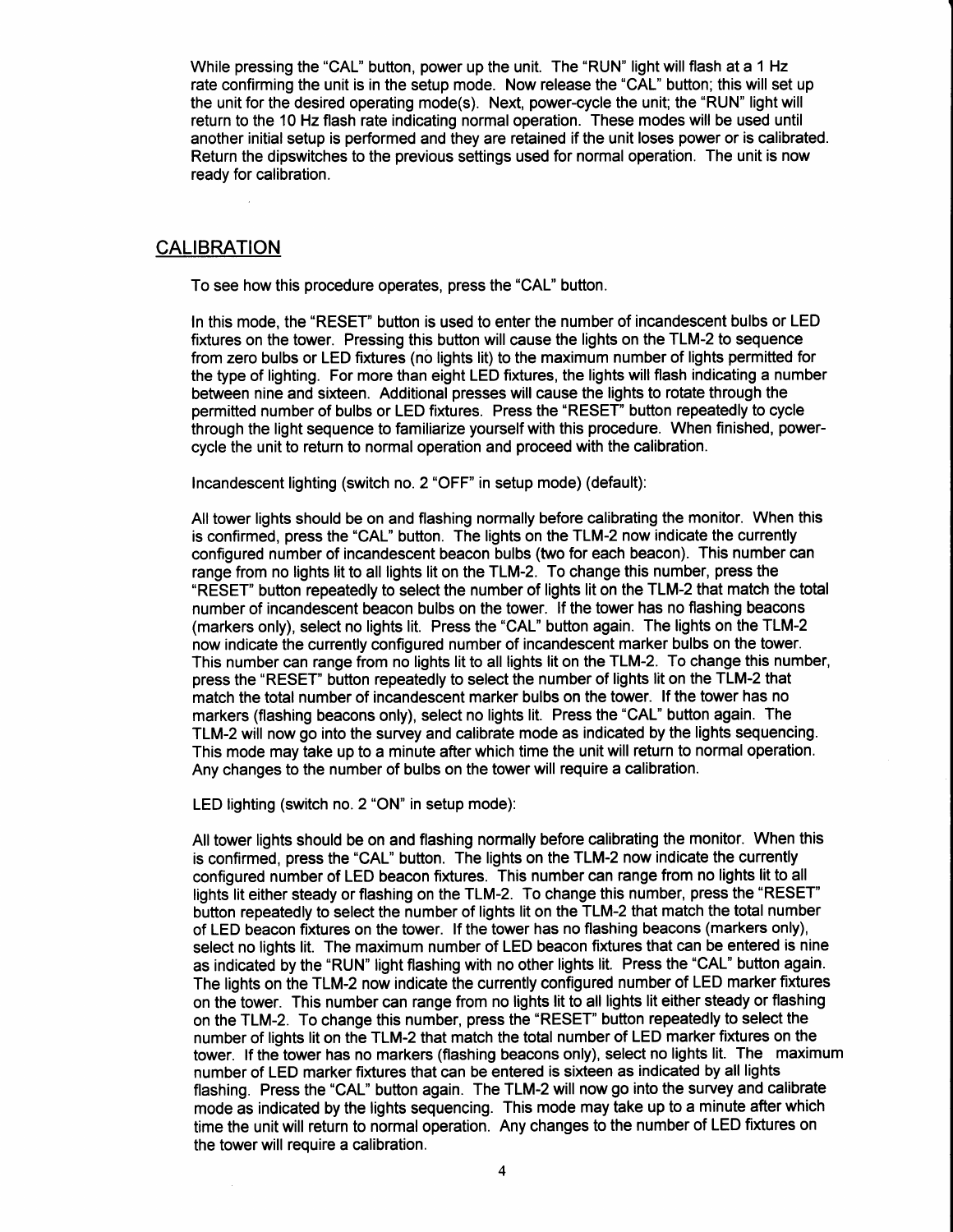While pressing the "CAL" button, power up the unit. The "RUN" light will flash at a 1 Hz rate confirming the unit is in the setup mode. Now release the "CAL" button; this will set up the unit for the desired operating mode(s). Next, power-cycle the unit; the "RUN" light will return to the 10 Hz flash rate indicating normal operation. These modes will be used until another initial setup is performed and they are retained if the unit loses power or is calibrated. Return the dipswitches to the previous settings used for normal operation. The unit is now ready for calibration.

## CALIBRATION

To see how this procedure operates, press the "CAL" button.

In this mode, the "RESET" button is used to enter the number of incandescent bulbs or LED fixtures on the tower. Pressing this button will cause the lights on the TLM-2 to sequence from zero bulbs or LED fixtures (no lights lit) to the maximum number of lights permitted for the type of lighting. For more than eight LED fixtures, the lights will flash indicating a number between nine and sixteen. Additional presses will cause the lights to rotate through the permitted number of bulbs or LED fixtures. Press the "RESET" button repeatedly to cycle through the light sequence to familiarize yourself with this procedure. When finished, power-cycle the unit to return to normal operation and proceed with the calibration.

Incandescent lighting (switch no. 2 "OFF" in setup mode) (default):

All tower lights should be on and flashing normally before calibrating the monitor. When this is confirmed, press the "CAL" button. The lights on the TLM-2 now indicate the currently configured number of incandescent beacon bulbs (two for each beacon). This number can range from no lights lit to all lights lit on the TLM-2. To change this number, press the "RESET" button repeatedly to select the number of lights lit on the TLM-2 that match the total number of incandescent beacon bulbs on the tower. If the tower has no flashing beacons (markers only), select no lights lit. Press the "CAL" button again. The lights on the TLM-2 now indicate the currently configured number of incandescent marker bulbs on the tower. This number can range from no lights lit to all lights lit on the TLM-2. To change this number, press the "RESET" button repeatedly to select the number of lights lit on the TLM-2 that match the total number of incandescent marker bulbs on the tower. If the tower has no markers (flashing beacons only), select no lights lit. Press the "CAL" button again. The TLM-2 will now go into the survey and calibrate mode as indicated by the lights sequencing. This mode may take up to a minute after which time the unit will return to normal operation. Any changes to the number of bulbs on the tower will require a calibration.

LED lighting (switch no. 2 "ON" in setup mode):

All tower lights should be on and flashing normally before calibrating the monitor. When this is confirmed, press the "CAL" button. The lights on the TLM-2 now indicate the currently configured number of LED beacon fixtures. This number can range from no lights lit to all lights lit either steady or flashing on the TLM-2. To change this number, press the "RESET" button repeatedly to select the number of lights lit on the TLM-2 that match the total number of LED beacon fixtures on the tower. If the tower has no flashing beacons (markers only), select no lights lit. The maximum number of LED beacon fixtures that can be entered is nine as indicated by the "RUN" light flashing with no other lights lit. Press the "CAL" button again. The lights on the TLM-2 now indicate the currently configured number of LED marker fixtures on the tower. This number can range from no lights lit to all lights lit either steady or flashing on the TLM-2. To change this number, press the "RESET" button repeatedly to select the number of lights lit on the TLM-2 that match the total number of LED marker fixtures on the tower. If the tower has no markers (flashing beacons only), select no lights lit. The maximum number of LED marker fixtures that can be entered is sixteen as indicated by all lights flashing. Press the "CAL" button again. The TLM-2 will now go into the survey and calibrate mode as indicated by the lights sequencing. This mode may take up to a minute after which time the unit will return to normal operation. Any changes to the number of LED fixtures on the tower will require a calibration.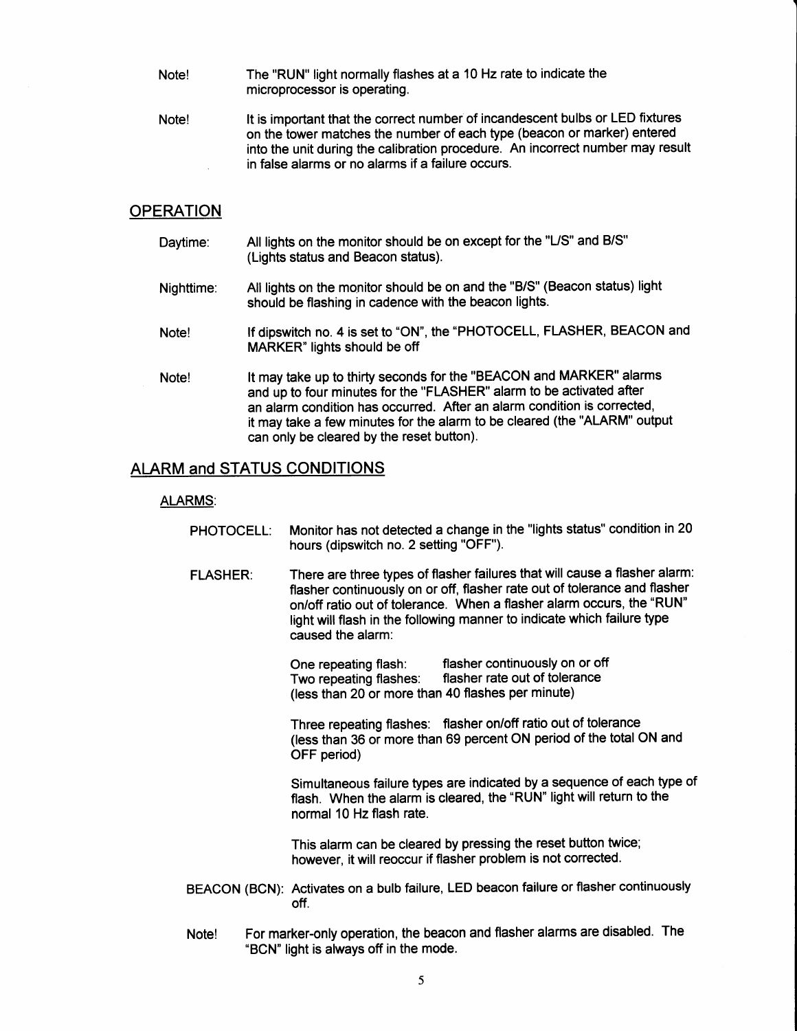Note! The "RUN" light normally flashes at a 10 Hz rate to indicate the microprocessor is operating.

Note! It is important that the correct number of incandescent bulbs or LED fixtures on the tower matches the number of each type (beacon or marker) entered into the unit during the calibration procedure. An incorrect number may result in false alarms or no alarms if a failure occurs.

## OPERATION

Daytime: All lights on the monitor should be on except for the "L/S" and B/S" (Lights status and Beacon status).

Nighttime: All lights on the monitor should be on and the "B/S" (Beacon status) light should be flashing in cadence with the beacon lights.

Note! If dipswitch no. 4 is set to "ON", the "PHOTOCELL, FLASHER, BEACON and MARKER" lights should be off

Note! It may take up to thirty seconds for the "BEACON and MARKER" alarms and up to four minutes for the "FLASHER" alarm to be activated after an alarm condition has occurred. After an alarm condition is corrected, it may take a few minutes for the alarm to be cleared (the "ALARM" output can only be cleared by the reset button).

## ALARM and STATUS CONDITIONS

### ALARMS:

PHOTOCELL: Monitor has not detected a change in the "lights status" condition in 20 hours (dipswitch no. 2 setting "OFF").

FLASHER: There are three types of flasher failures that will cause a flasher alarm: flasher continuously on or off, flasher rate out of tolerance and flasher on/off ratio out of tolerance. When a flasher alarm occurs, the "RUN" light will flash in the following manner to indicate which failure type caused the alarm:

One repeating flash: flasher continuously on or off
Two repeating flashes: flasher rate out of tolerance
(less than 20 or more than 40 flashes per minute)

Three repeating flashes: flasher on/off ratio out of tolerance
(less than 36 or more than 69 percent ON period of the total ON and OFF period)

Simultaneous failure types are indicated by a sequence of each type of flash. When the alarm is cleared, the "RUN" light will return to the normal 10 Hz flash rate.

This alarm can be cleared by pressing the reset button twice; however, it will reoccur if flasher problem is not corrected.

BEACON (BCN): Activates on a bulb failure, LED beacon failure or flasher continuously off.

Note! For marker-only operation, the beacon and flasher alarms are disabled. The "BCN" light is always off in the mode.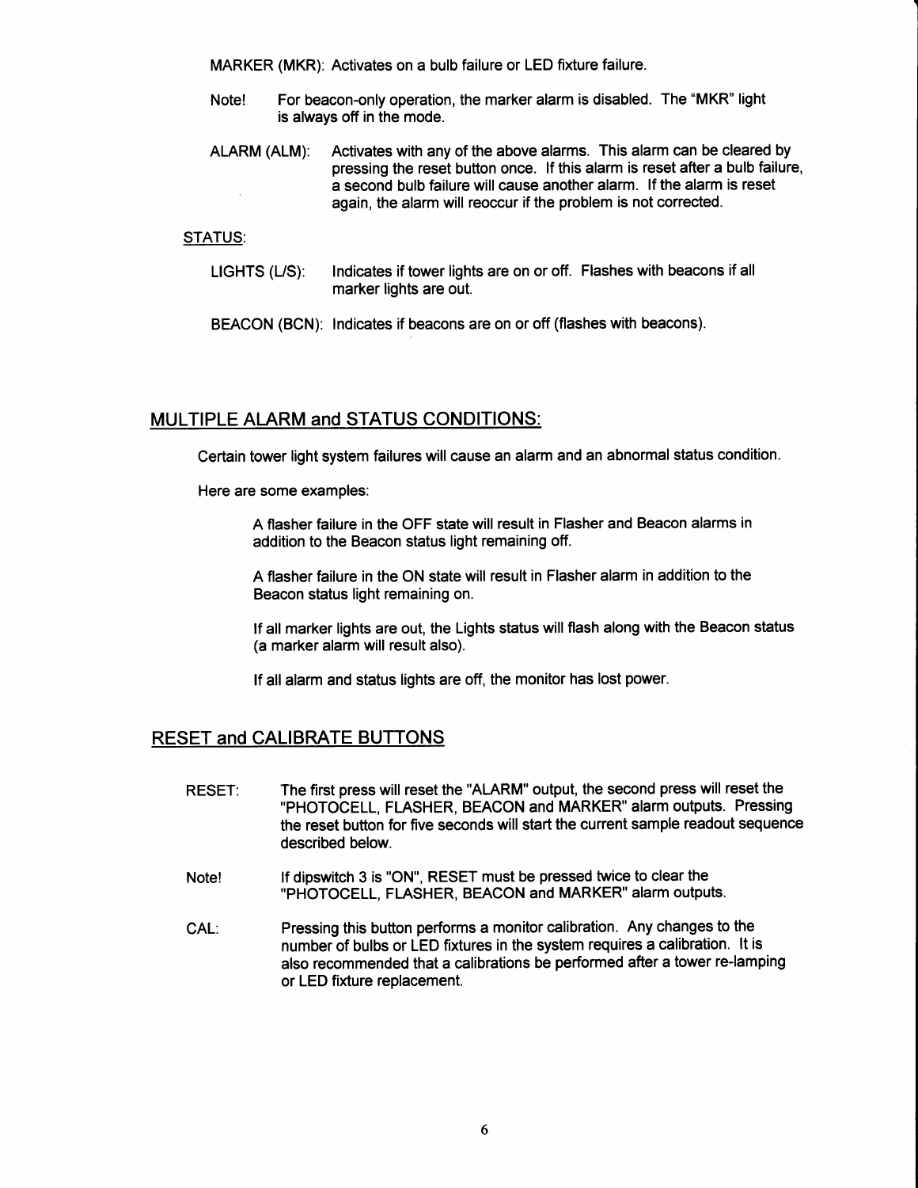MARKER (MKR): Activates on a bulb failure or LED fixture failure.

Note! For beacon-only operation, the marker alarm is disabled. The "MKR" light is always off in the mode.

ALARM (ALM): Activates with any of the above alarms. This alarm can be cleared by pressing the reset button once. If this alarm is reset after a bulb failure, a second bulb failure will cause another alarm. If the alarm is reset again, the alarm will reoccur if the problem is not corrected.

STATUS:

LIGHTS (L/S): Indicates if tower lights are on or off. Flashes with beacons if all marker lights are out.

BEACON (BCN): Indicates if beacons are on or off (flashes with beacons).

## MULTIPLE ALARM and STATUS CONDITIONS:

Certain tower light system failures will cause an alarm and an abnormal status condition.

Here are some examples:

A flasher failure in the OFF state will result in Flasher and Beacon alarms in addition to the Beacon status light remaining off.

A flasher failure in the ON state will result in Flasher alarm in addition to the Beacon status light remaining on.

If all marker lights are out, the Lights status will flash along with the Beacon status (a marker alarm will result also).

If all alarm and status lights are off, the monitor has lost power.

## RESET and CALIBRATE BUTTONS

RESET: The first press will reset the "ALARM" output, the second press will reset the "PHOTOCELL, FLASHER, BEACON and MARKER" alarm outputs. Pressing the reset button for five seconds will start the current sample readout sequence described below.

Note! If dipswitch 3 is "ON", RESET must be pressed twice to clear the "PHOTOCELL, FLASHER, BEACON and MARKER" alarm outputs.

CAL: Pressing this button performs a monitor calibration. Any changes to the number of bulbs or LED fixtures in the system requires a calibration. It is also recommended that a calibrations be performed after a tower re-lamping or LED fixture replacement.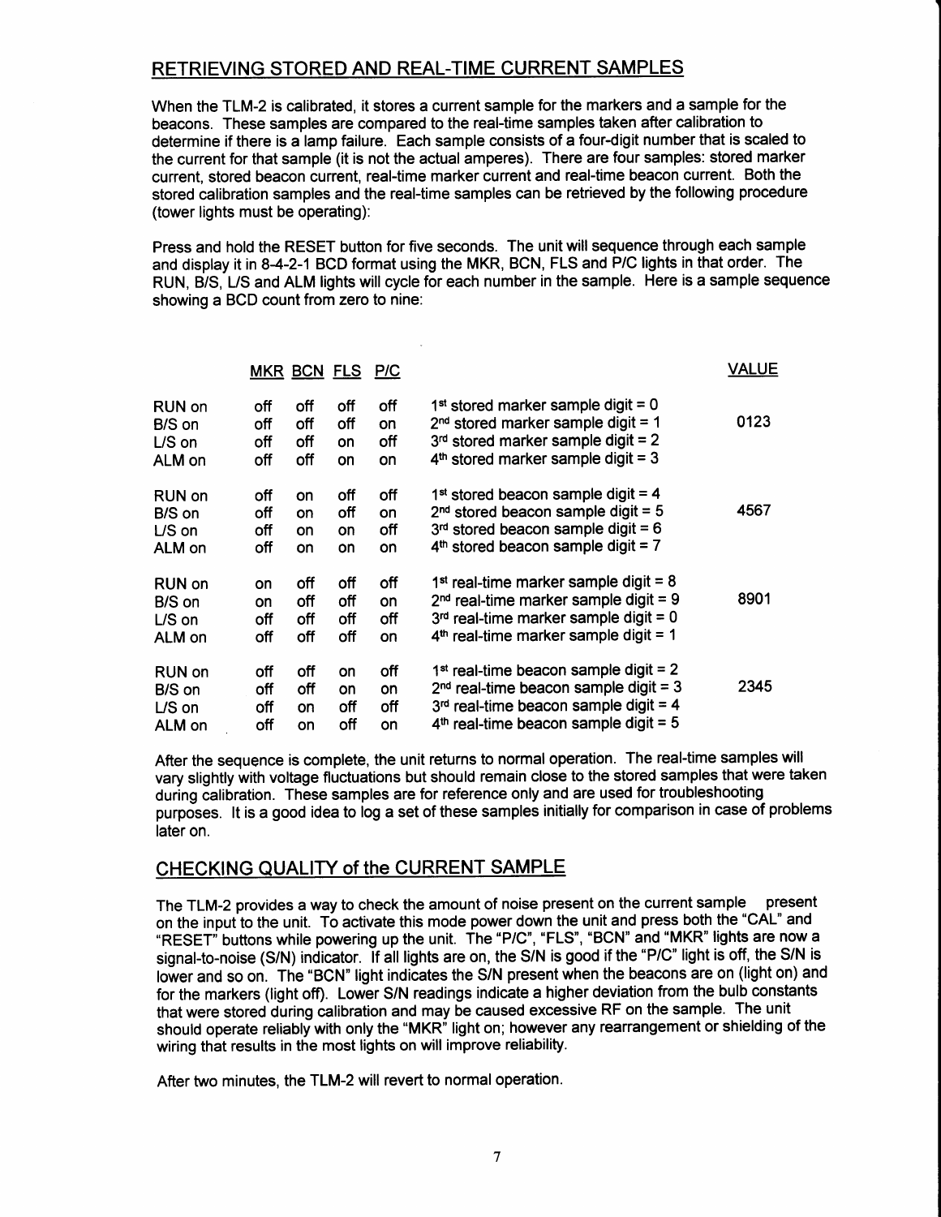## RETRIEVING STORED AND REAL-TIME CURRENT SAMPLES

When the TLM-2 is calibrated, it stores a current sample for the markers and a sample for the beacons. These samples are compared to the real-time samples taken after calibration to determine if there is a lamp failure. Each sample consists of a four-digit number that is scaled to the current for that sample (it is not the actual amperes). There are four samples: stored marker current, stored beacon current, real-time marker current and real-time beacon current. Both the stored calibration samples and the real-time samples can be retrieved by the following procedure (tower lights must be operating):

Press and hold the RESET button for five seconds. The unit will sequence through each sample and display it in 8-4-2-1 BCD format using the MKR, BCN, FLS and P/C lights in that order. The RUN, B/S, L/S and ALM lights will cycle for each number in the sample. Here is a sample sequence showing a BCD count from zero to nine:

| | MKR | BCN | FLS | P/C | | VALUE |
|---|---|---|---|---|---|---|
| RUN on | off | off | off | off | 1st stored marker sample digit = 0 | |
| B/S on | off | off | off | on | 2nd stored marker sample digit = 1 | 0123 |
| L/S on | off | off | on | off | 3rd stored marker sample digit = 2 | |
| ALM on | off | off | on | on | 4th stored marker sample digit = 3 | |
| RUN on | off | on | off | off | 1st stored beacon sample digit = 4 | |
| B/S on | off | on | off | on | 2nd stored beacon sample digit = 5 | 4567 |
| L/S on | off | on | on | off | 3rd stored beacon sample digit = 6 | |
| ALM on | off | on | on | on | 4th stored beacon sample digit = 7 | |
| RUN on | on | off | off | off | 1st real-time marker sample digit = 8 | |
| B/S on | on | off | off | on | 2nd real-time marker sample digit = 9 | 8901 |
| L/S on | off | off | off | off | 3rd real-time marker sample digit = 0 | |
| ALM on | off | off | off | on | 4th real-time marker sample digit = 1 | |
| RUN on | off | off | on | off | 1st real-time beacon sample digit = 2 | |
| B/S on | off | off | on | on | 2nd real-time beacon sample digit = 3 | 2345 |
| L/S on | off | on | off | off | 3rd real-time beacon sample digit = 4 | |
| ALM on | off | on | off | on | 4th real-time beacon sample digit = 5 | |

After the sequence is complete, the unit returns to normal operation. The real-time samples will vary slightly with voltage fluctuations but should remain close to the stored samples that were taken during calibration. These samples are for reference only and are used for troubleshooting purposes. It is a good idea to log a set of these samples initially for comparison in case of problems later on.

## CHECKING QUALITY of the CURRENT SAMPLE

The TLM-2 provides a way to check the amount of noise present on the current sample present on the input to the unit. To activate this mode power down the unit and press both the "CAL" and "RESET" buttons while powering up the unit. The "P/C", "FLS", "BCN" and "MKR" lights are now a signal-to-noise (S/N) indicator. If all lights are on, the S/N is good if the "P/C" light is off, the S/N is lower and so on. The "BCN" light indicates the S/N present when the beacons are on (light on) and for the markers (light off). Lower S/N readings indicate a higher deviation from the bulb constants that were stored during calibration and may be caused excessive RF on the sample. The unit should operate reliably with only the "MKR" light on; however any rearrangement or shielding of the wiring that results in the most lights on will improve reliability.

After two minutes, the TLM-2 will revert to normal operation.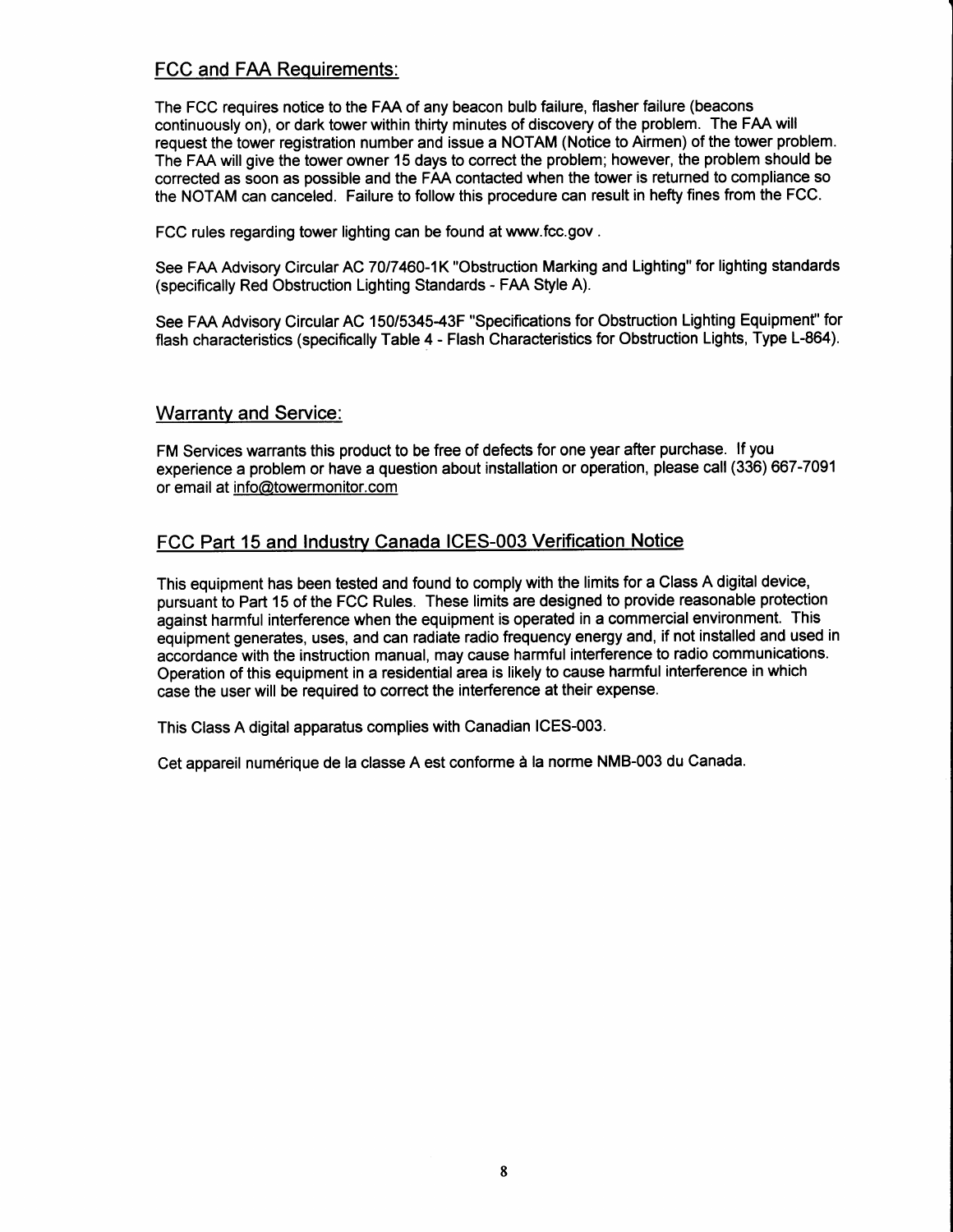## FCC and FAA Requirements:

The FCC requires notice to the FAA of any beacon bulb failure, flasher failure (beacons continuously on), or dark tower within thirty minutes of discovery of the problem. The FAA will request the tower registration number and issue a NOTAM (Notice to Airmen) of the tower problem. The FAA will give the tower owner 15 days to correct the problem; however, the problem should be corrected as soon as possible and the FAA contacted when the tower is returned to compliance so the NOTAM can canceled. Failure to follow this procedure can result in hefty fines from the FCC.

FCC rules regarding tower lighting can be found at www.fcc.gov .

See FAA Advisory Circular AC 70/7460-1K "Obstruction Marking and Lighting" for lighting standards (specifically Red Obstruction Lighting Standards - FAA Style A).

See FAA Advisory Circular AC 150/5345-43F "Specifications for Obstruction Lighting Equipment" for flash characteristics (specifically Table 4 - Flash Characteristics for Obstruction Lights, Type L-864).

## Warranty and Service:

FM Services warrants this product to be free of defects for one year after purchase. If you experience a problem or have a question about installation or operation, please call (336) 667-7091 or email at info@towermonitor.com

## FCC Part 15 and Industry Canada ICES-003 Verification Notice

This equipment has been tested and found to comply with the limits for a Class A digital device, pursuant to Part 15 of the FCC Rules. These limits are designed to provide reasonable protection against harmful interference when the equipment is operated in a commercial environment. This equipment generates, uses, and can radiate radio frequency energy and, if not installed and used in accordance with the instruction manual, may cause harmful interference to radio communications. Operation of this equipment in a residential area is likely to cause harmful interference in which case the user will be required to correct the interference at their expense.

This Class A digital apparatus complies with Canadian ICES-003.

Cet appareil numérique de la classe A est conforme à la norme NMB-003 du Canada.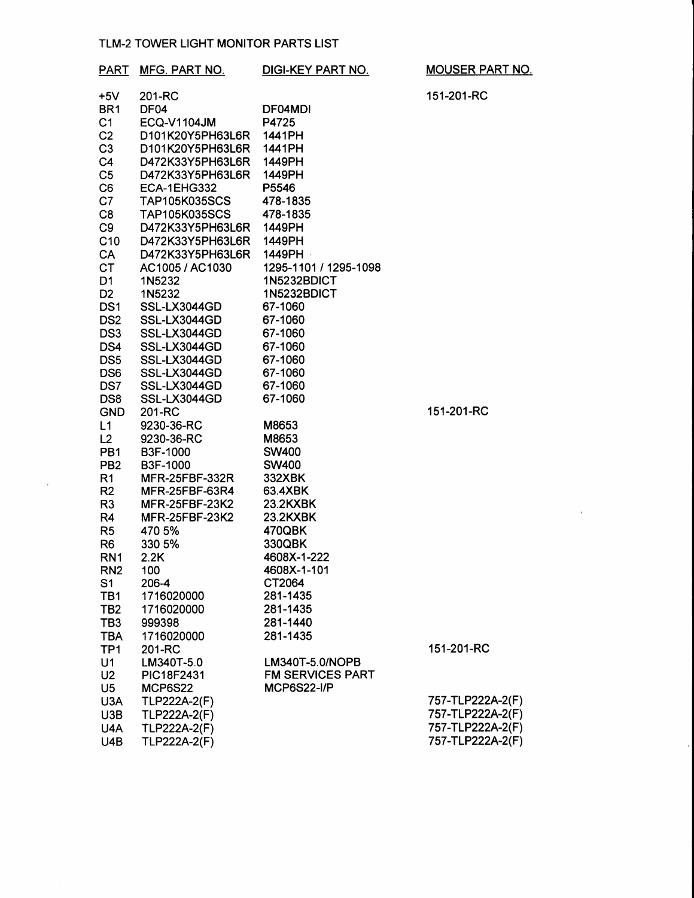TLM-2 TOWER LIGHT MONITOR PARTS LIST

| PART | MFG. PART NO. | DIGI-KEY PART NO. | MOUSER PART NO. |
|---|---|---|---|
| +5V | 201-RC | | 151-201-RC |
| BR1 | DF04 | DF04MDI | |
| C1 | ECQ-V1104JM | P4725 | |
| C2 | D101K20Y5PH63L6R | 1441PH | |
| C3 | D101K20Y5PH63L6R | 1441PH | |
| C4 | D472K33Y5PH63L6R | 1449PH | |
| C5 | D472K33Y5PH63L6R | 1449PH | |
| C6 | ECA-1EHG332 | P5546 | |
| C7 | TAP105K035SCS | 478-1835 | |
| C8 | TAP105K035SCS | 478-1835 | |
| C9 | D472K33Y5PH63L6R | 1449PH | |
| C10 | D472K33Y5PH63L6R | 1449PH | |
| CA | D472K33Y5PH63L6R | 1449PH | |
| CT | AC1005 / AC1030 | 1295-1101 / 1295-1098 | |
| D1 | 1N5232 | 1N5232BDICT | |
| D2 | 1N5232 | 1N5232BDICT | |
| DS1 | SSL-LX3044GD | 67-1060 | |
| DS2 | SSL-LX3044GD | 67-1060 | |
| DS3 | SSL-LX3044GD | 67-1060 | |
| DS4 | SSL-LX3044GD | 67-1060 | |
| DS5 | SSL-LX3044GD | 67-1060 | |
| DS6 | SSL-LX3044GD | 67-1060 | |
| DS7 | SSL-LX3044GD | 67-1060 | |
| DS8 | SSL-LX3044GD | 67-1060 | |
| GND | 201-RC | | 151-201-RC |
| L1 | 9230-36-RC | M8653 | |
| L2 | 9230-36-RC | M8653 | |
| PB1 | B3F-1000 | SW400 | |
| PB2 | B3F-1000 | SW400 | |
| R1 | MFR-25FBF-332R | 332XBK | |
| R2 | MFR-25FBF-63R4 | 63.4XBK | |
| R3 | MFR-25FBF-23K2 | 23.2KXBK | |
| R4 | MFR-25FBF-23K2 | 23.2KXBK | |
| R5 | 470 5% | 470QBK | |
| R6 | 330 5% | 330QBK | |
| RN1 | 2.2K | 4608X-1-222 | |
| RN2 | 100 | 4608X-1-101 | |
| S1 | 206-4 | CT2064 | |
| TB1 | 1716020000 | 281-1435 | |
| TB2 | 1716020000 | 281-1435 | |
| TB3 | 999398 | 281-1440 | |
| TBA | 1716020000 | 281-1435 | |
| TP1 | 201-RC | | 151-201-RC |
| U1 | LM340T-5.0 | LM340T-5.0/NOPB | |
| U2 | PIC18F2431 | FM SERVICES PART | |
| U5 | MCP6S22 | MCP6S22-I/P | |
| U3A | TLP222A-2(F) | | 757-TLP222A-2(F) |
| U3B | TLP222A-2(F) | | 757-TLP222A-2(F) |
| U4A | TLP222A-2(F) | | 757-TLP222A-2(F) |
| U4B | TLP222A-2(F) | | 757-TLP222A-2(F) |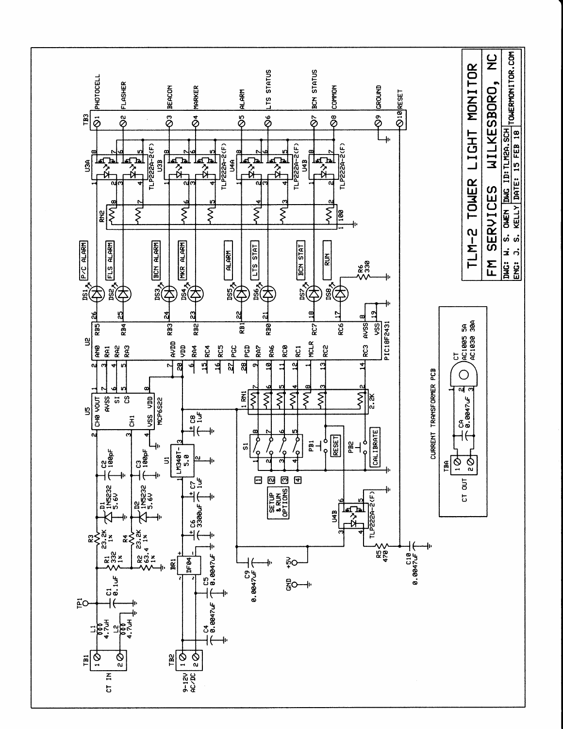# TLM-2 TOWER LIGHT MONITOR

**FM SERVICES WILKESBORO, NC**

| DWG: W. S. OWEN | DWG ID: TLM2A.SCH | TOWERMONITOR.COM |
|---|---|---|
| ENG: J. S. KELLY | DATE: 15 FEB 18 | |

**TB3**

| Terminal | Label |
|---|---|
| 1 | PHOTOCELL |
| 2 | FLASHER |
| 3 | BEACON |
| 4 | MARKER |
| 5 | ALARM |
| 6 | LTS STATUS |
| 7 | BCN STATUS |
| 8 | COMMON |
| 9 | GROUND |
| 10 | RESET |

**LEDs:** DS1 P/C ALARM, DS2 FLS ALARM, DS3 BCN ALARM, DS4 MKR ALARM, DS5 ALARM, DS6 LTS STAT, DS7 BCN STAT, DS8 RUN

**TB1:** CT IN (1, 2)

**TB2:** 9-12V AC/DC (1, 2)

**Components:** U1 LM340T-5.0; U2 PIC18F2431; U3A, U3B, U4A, U4B TLP222A-2(F); U5 MCP6S22; BR1 DF04; RN1 2.2K; RN2 100; L1 4.7uH; L2 4.7uH; C1 0.1uF; C2 100pF; C3 100pF; C4 0.0047uF; C5 0.0047uF; C6 3300uF; C7 1uF; C8 1uF; C9 0.0047uF; C10 0.0047uF; R1 332 1%; R2 63.4 1%; R3 23.2K 1%; R4 23.2K 1%; R5 470; R6 330; D1 1N5232 5.6V; D2 1N5232 5.6V; TP1; S1 SETUP & RUN OPTIONS (1, 2, 3, 4); PB1 RESET; PB2 CALIBRATE; +5V; GND

**CURRENT TRANSFORMER PCB**

CT: AC1005 5A, AC1030 30A; CA 0.0047uF; TBA CT OUT (1, 2)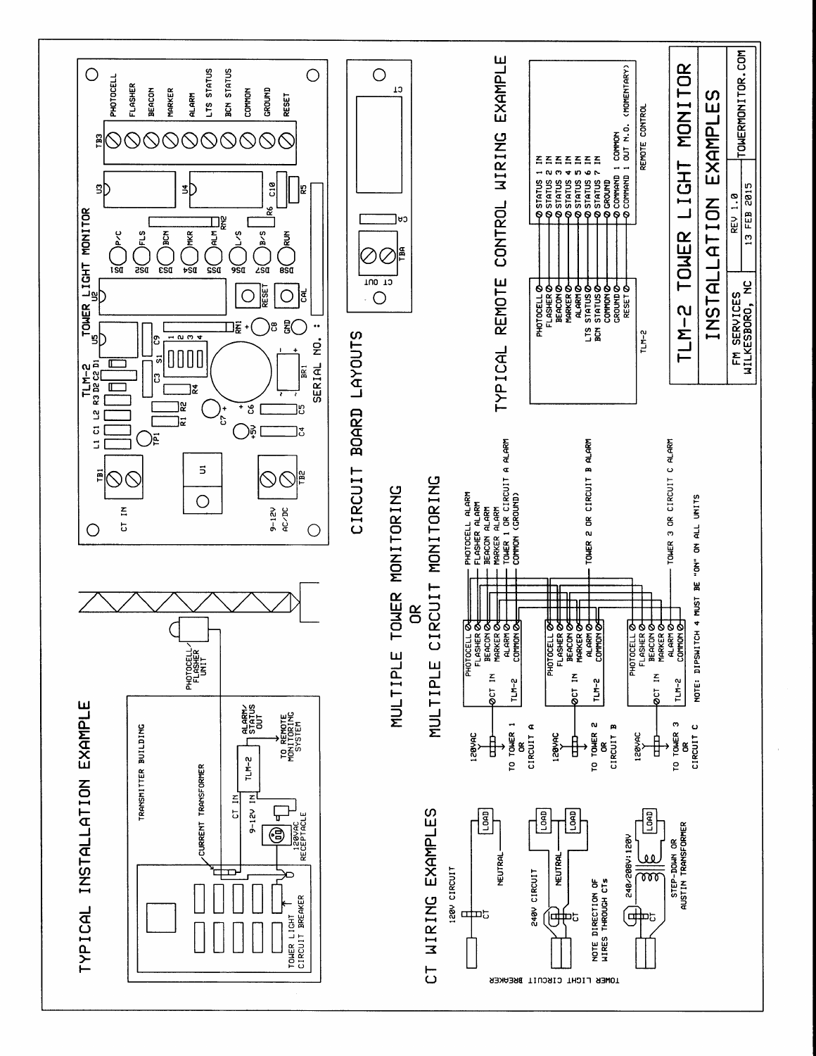# TLM-2 TOWER LIGHT MONITOR

## INSTALLATION EXAMPLES

FM SERVICES
WILKESBORO, NC

REV 1.0
13 FEB 2015

TOWERMONITOR.COM

### TYPICAL INSTALLATION EXAMPLE

TRANSMITTER BUILDING

PHOTOCELL/ FLASHER UNIT

CURRENT TRANSFORMER

CT IN

TLM-2

ALARM/ STATUS OUT

TO REMOTE MONITORING SYSTEM

9-12V IN

120VAC RECEPTACLE

TOWER LIGHT CIRCUIT BREAKER

### CT WIRING EXAMPLES

TOWER LIGHT CIRCUIT BREAKER

120V CIRCUIT

CT

LOAD

NEUTRAL

240V CIRCUIT

NEUTRAL

LOAD

LOAD

CT

NOTE DIRECTION OF WIRES THROUGH CTs

240/208V:120V

LOAD

CT

STEP-DOWN OR AUSTIN TRANSFORMER

### MULTIPLE TOWER MONITORING OR MULTIPLE CIRCUIT MONITORING

120VAC

TO TOWER 1 OR CIRCUIT A

CT IN

TLM-2

PHOTOCELL
FLASHER
BEACON
MARKER
ALARM
COMMON

120VAC

TO TOWER 2 OR CIRCUIT B

CT IN

TLM-2

PHOTOCELL
FLASHER
BEACON
MARKER
ALARM
COMMON

120VAC

TO TOWER 3 OR CIRCUIT C

CT IN

TLM-2

PHOTOCELL
FLASHER
BEACON
MARKER
ALARM
COMMON

PHOTOCELL ALARM
FLASHER ALARM
BEACON ALARM
MARKER ALARM
TOWER 1 OR CIRCUIT A ALARM
COMMON (GROUND)

TOWER 2 OR CIRCUIT B ALARM

TOWER 3 OR CIRCUIT C ALARM

NOTE: DIPSWITCH 4 MUST BE "ON" ON ALL UNITS

### CIRCUIT BOARD LAYOUTS

TLM-2 TOWER LIGHT MONITOR

CT IN
TB1

9-12V AC/DC
TB2

U1, U2, U3, U4, U5

L1 C1 L2 R3 D2 C2 D1
R1 R2
TP1
C3 C9
S1 1 2 3 4
R4
C6 +
C7 +
+5V
C4 C5
BR1
RN1
C8
GND
RN2
R6 R5 C10

DS1 P/C
DS2 FLS
DS3 BCN
DS4 MKR
DS5 ALM
DS6 L/S
DS7 B/S
DS8 RUN

RESET
CAL

SERIAL NO. :

TB3
PHOTOCELL
FLASHER
BEACON
MARKER
ALARM
LTS STATUS
BCN STATUS
COMMON
GROUND
RESET

CT

CT OUT
TBA
CA

### TYPICAL REMOTE CONTROL WIRING EXAMPLE

| TLM-2 | REMOTE CONTROL |
| --- | --- |
| PHOTOCELL | STATUS 1 IN |
| FLASHER | STATUS 2 IN |
| BEACON | STATUS 3 IN |
| MARKER | STATUS 4 IN |
| ALARM | STATUS 5 IN |
| LTS STATUS | STATUS 6 IN |
| BCN STATUS | STATUS 7 IN |
| COMMON | GROUND |
| GROUND | COMMAND 1 COMMON |
| RESET | COMMAND 1 OUT N.O. (MOMENTARY) |